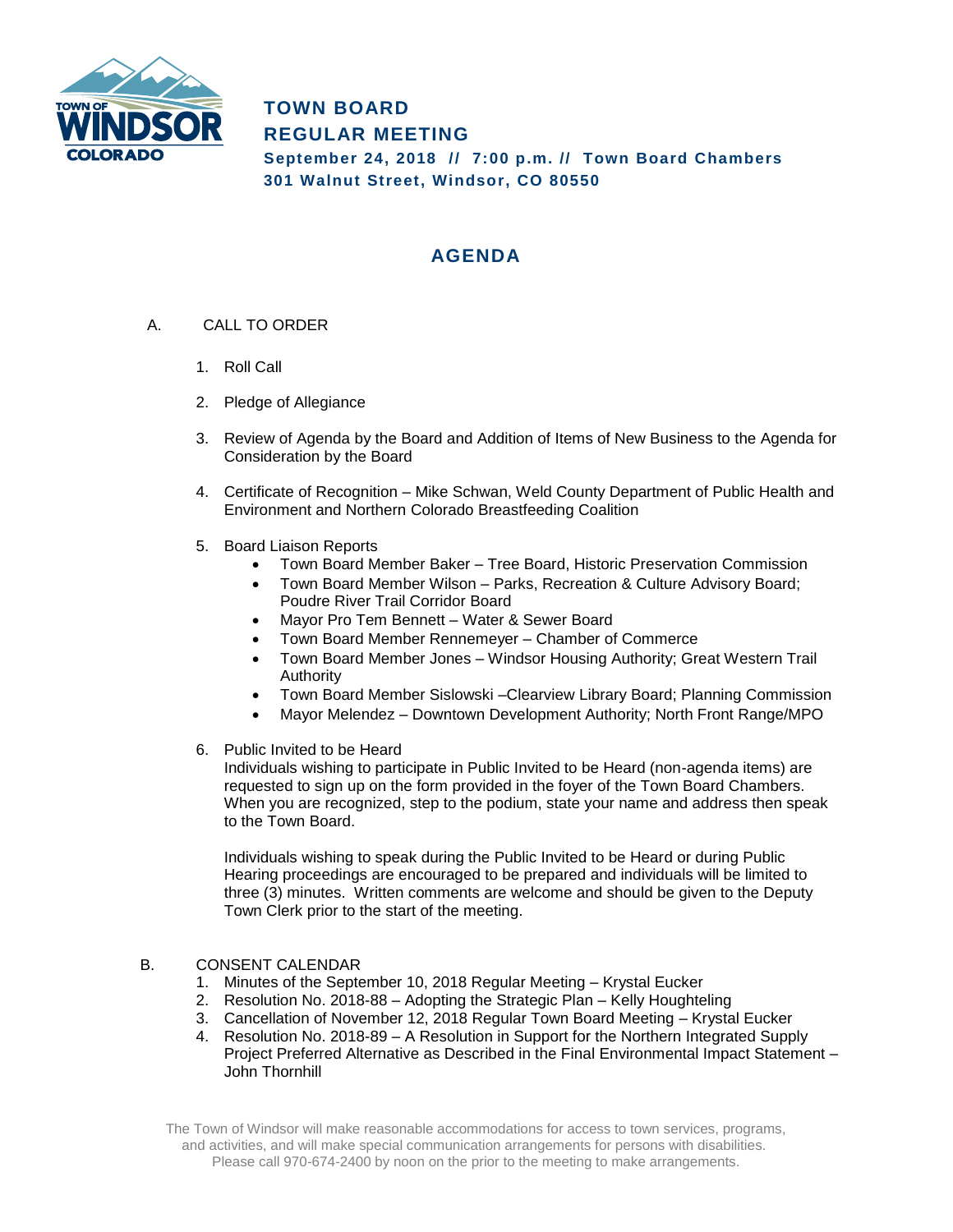# TOWN BOARD
# REGULAR MEETING

**September 24, 2018 // 7:00 p.m. // Town Board Chambers**
**301 Walnut Street, Windsor, CO 80550**

## AGENDA

A. CALL TO ORDER

1. Roll Call

2. Pledge of Allegiance

3. Review of Agenda by the Board and Addition of Items of New Business to the Agenda for Consideration by the Board

4. Certificate of Recognition – Mike Schwan, Weld County Department of Public Health and Environment and Northern Colorado Breastfeeding Coalition

5. Board Liaison Reports
   - Town Board Member Baker – Tree Board, Historic Preservation Commission
   - Town Board Member Wilson – Parks, Recreation & Culture Advisory Board; Poudre River Trail Corridor Board
   - Mayor Pro Tem Bennett – Water & Sewer Board
   - Town Board Member Rennemeyer – Chamber of Commerce
   - Town Board Member Jones – Windsor Housing Authority; Great Western Trail Authority
   - Town Board Member Sislowski –Clearview Library Board; Planning Commission
   - Mayor Melendez – Downtown Development Authority; North Front Range/MPO

6. Public Invited to be Heard
   Individuals wishing to participate in Public Invited to be Heard (non-agenda items) are requested to sign up on the form provided in the foyer of the Town Board Chambers. When you are recognized, step to the podium, state your name and address then speak to the Town Board.

   Individuals wishing to speak during the Public Invited to be Heard or during Public Hearing proceedings are encouraged to be prepared and individuals will be limited to three (3) minutes. Written comments are welcome and should be given to the Deputy Town Clerk prior to the start of the meeting.

B. CONSENT CALENDAR

1. Minutes of the September 10, 2018 Regular Meeting – Krystal Eucker
2. Resolution No. 2018-88 – Adopting the Strategic Plan – Kelly Houghteling
3. Cancellation of November 12, 2018 Regular Town Board Meeting – Krystal Eucker
4. Resolution No. 2018-89 – A Resolution in Support for the Northern Integrated Supply Project Preferred Alternative as Described in the Final Environmental Impact Statement – John Thornhill

The Town of Windsor will make reasonable accommodations for access to town services, programs, and activities, and will make special communication arrangements for persons with disabilities. Please call 970-674-2400 by noon on the prior to the meeting to make arrangements.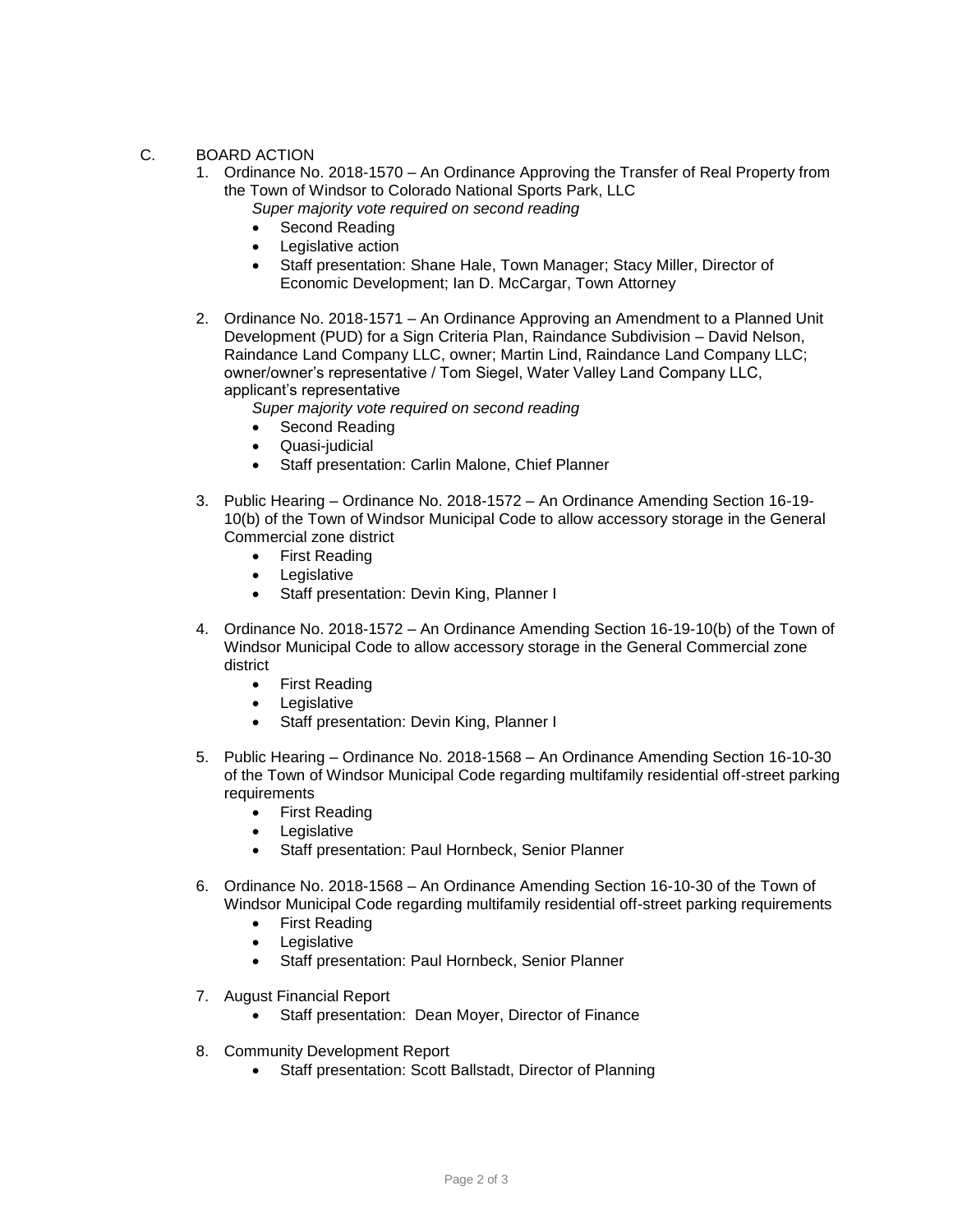C. BOARD ACTION

1. Ordinance No. 2018-1570 – An Ordinance Approving the Transfer of Real Property from the Town of Windsor to Colorado National Sports Park, LLC
   *Super majority vote required on second reading*
   - Second Reading
   - Legislative action
   - Staff presentation: Shane Hale, Town Manager; Stacy Miller, Director of Economic Development; Ian D. McCargar, Town Attorney

2. Ordinance No. 2018-1571 – An Ordinance Approving an Amendment to a Planned Unit Development (PUD) for a Sign Criteria Plan, Raindance Subdivision – David Nelson, Raindance Land Company LLC, owner; Martin Lind, Raindance Land Company LLC; owner/owner's representative / Tom Siegel, Water Valley Land Company LLC, applicant's representative
   *Super majority vote required on second reading*
   - Second Reading
   - Quasi-judicial
   - Staff presentation: Carlin Malone, Chief Planner

3. Public Hearing – Ordinance No. 2018-1572 – An Ordinance Amending Section 16-19-10(b) of the Town of Windsor Municipal Code to allow accessory storage in the General Commercial zone district
   - First Reading
   - Legislative
   - Staff presentation: Devin King, Planner I

4. Ordinance No. 2018-1572 – An Ordinance Amending Section 16-19-10(b) of the Town of Windsor Municipal Code to allow accessory storage in the General Commercial zone district
   - First Reading
   - Legislative
   - Staff presentation: Devin King, Planner I

5. Public Hearing – Ordinance No. 2018-1568 – An Ordinance Amending Section 16-10-30 of the Town of Windsor Municipal Code regarding multifamily residential off-street parking requirements
   - First Reading
   - Legislative
   - Staff presentation: Paul Hornbeck, Senior Planner

6. Ordinance No. 2018-1568 – An Ordinance Amending Section 16-10-30 of the Town of Windsor Municipal Code regarding multifamily residential off-street parking requirements
   - First Reading
   - Legislative
   - Staff presentation: Paul Hornbeck, Senior Planner

7. August Financial Report
   - Staff presentation: Dean Moyer, Director of Finance

8. Community Development Report
   - Staff presentation: Scott Ballstadt, Director of Planning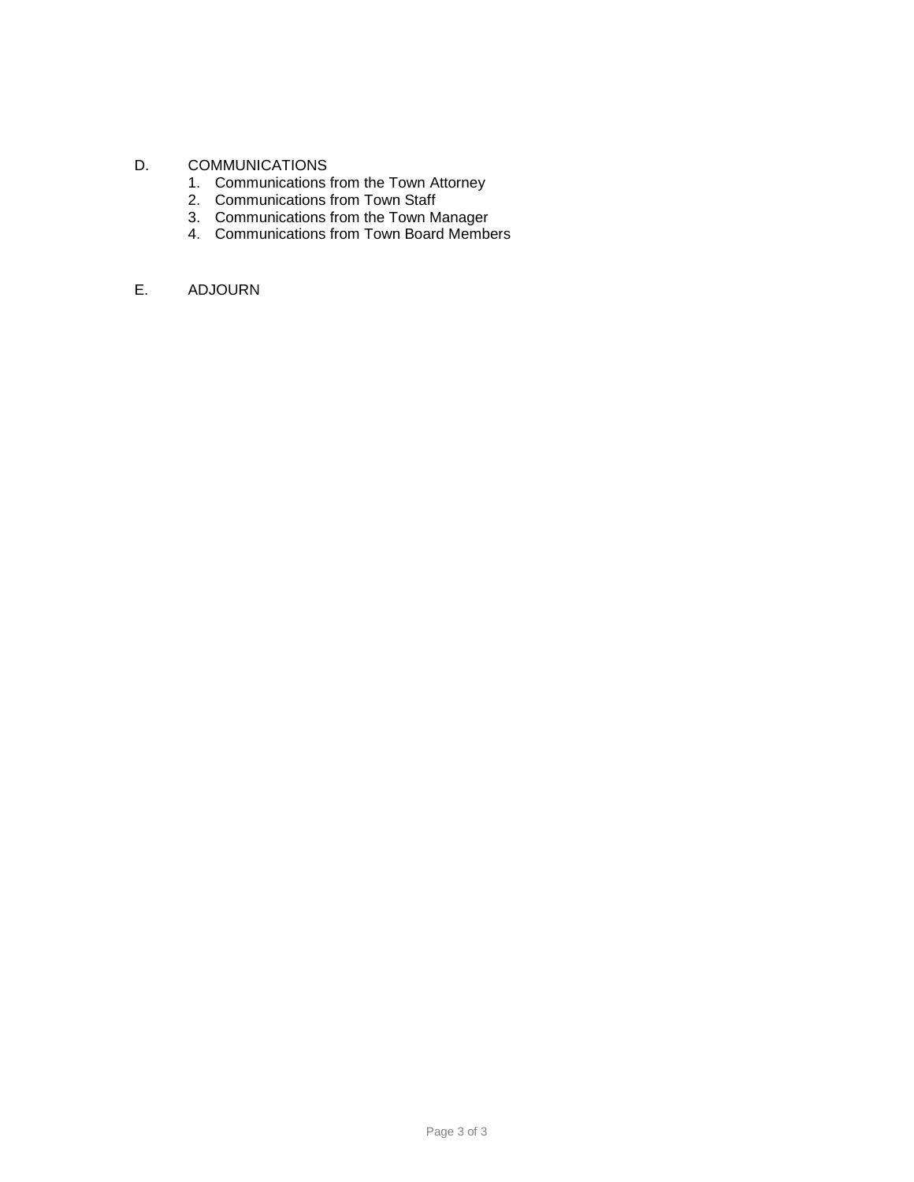D. COMMUNICATIONS

1. Communications from the Town Attorney
2. Communications from Town Staff
3. Communications from the Town Manager
4. Communications from Town Board Members

E. ADJOURN